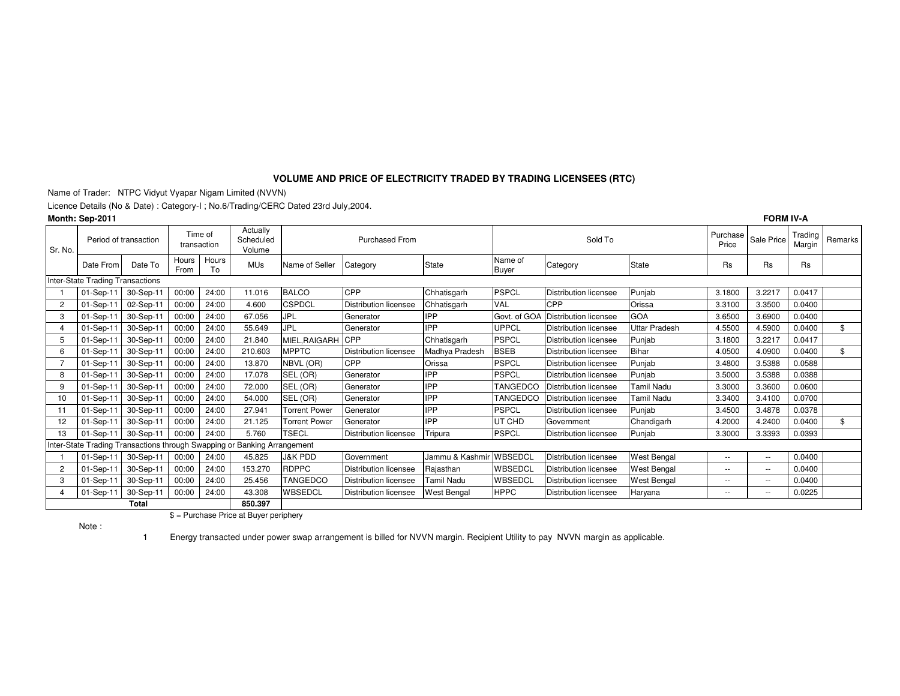## VOLUME AND PRICE OF ELECTRICITY TRADED BY TRADING LICENSEES (RTC)

Name of Trader: NTPC Vidyut Vyapar Nigam Limited (NVVN)

Licence Details (No & Date) : Category-I ; No.6/Trading/CERC Dated 23rd July,2004.

**Month: Sep-2011**

**FORM IV-A**

| Sr. No. | Period of transaction | | Time of transaction | | Actually Scheduled Volume | Purchased From | | | Sold To | | | Purchase Price | Sale Price | Trading Margin | Remarks |
|---|---|---|---|---|---|---|---|---|---|---|---|---|---|---|---|
| | Date From | Date To | Hours From | Hours To | MUs | Name of Seller | Category | State | Name of Buyer | Category | State | Rs | Rs | Rs | |
| Inter-State Trading Transactions | | | | | | | | | | | | | | | |
| 1 | 01-Sep-11 | 30-Sep-11 | 00:00 | 24:00 | 11.016 | BALCO | CPP | Chhatisgarh | PSPCL | Distribution licensee | Punjab | 3.1800 | 3.2217 | 0.0417 | |
| 2 | 01-Sep-11 | 02-Sep-11 | 00:00 | 24:00 | 4.600 | CSPDCL | Distribution licensee | Chhatisgarh | VAL | CPP | Orissa | 3.3100 | 3.3500 | 0.0400 | |
| 3 | 01-Sep-11 | 30-Sep-11 | 00:00 | 24:00 | 67.056 | JPL | Generator | IPP | Govt. of GOA | Distribution licensee | GOA | 3.6500 | 3.6900 | 0.0400 | |
| 4 | 01-Sep-11 | 30-Sep-11 | 00:00 | 24:00 | 55.649 | JPL | Generator | IPP | UPPCL | Distribution licensee | Uttar Pradesh | 4.5500 | 4.5900 | 0.0400 | $ |
| 5 | 01-Sep-11 | 30-Sep-11 | 00:00 | 24:00 | 21.840 | MIEL,RAIGARH | CPP | Chhatisgarh | PSPCL | Distribution licensee | Punjab | 3.1800 | 3.2217 | 0.0417 | |
| 6 | 01-Sep-11 | 30-Sep-11 | 00:00 | 24:00 | 210.603 | MPPTC | Distribution licensee | Madhya Pradesh | BSEB | Distribution licensee | Bihar | 4.0500 | 4.0900 | 0.0400 | $ |
| 7 | 01-Sep-11 | 30-Sep-11 | 00:00 | 24:00 | 13.870 | NBVL (OR) | CPP | Orissa | PSPCL | Distribution licensee | Punjab | 3.4800 | 3.5388 | 0.0588 | |
| 8 | 01-Sep-11 | 30-Sep-11 | 00:00 | 24:00 | 17.078 | SEL (OR) | Generator | IPP | PSPCL | Distribution licensee | Punjab | 3.5000 | 3.5388 | 0.0388 | |
| 9 | 01-Sep-11 | 30-Sep-11 | 00:00 | 24:00 | 72.000 | SEL (OR) | Generator | IPP | TANGEDCO | Distribution licensee | Tamil Nadu | 3.3000 | 3.3600 | 0.0600 | |
| 10 | 01-Sep-11 | 30-Sep-11 | 00:00 | 24:00 | 54.000 | SEL (OR) | Generator | IPP | TANGEDCO | Distribution licensee | Tamil Nadu | 3.3400 | 3.4100 | 0.0700 | |
| 11 | 01-Sep-11 | 30-Sep-11 | 00:00 | 24:00 | 27.941 | Torrent Power | Generator | IPP | PSPCL | Distribution licensee | Punjab | 3.4500 | 3.4878 | 0.0378 | |
| 12 | 01-Sep-11 | 30-Sep-11 | 00:00 | 24:00 | 21.125 | Torrent Power | Generator | IPP | UT CHD | Government | Chandigarh | 4.2000 | 4.2400 | 0.0400 | $ |
| 13 | 01-Sep-11 | 30-Sep-11 | 00:00 | 24:00 | 5.760 | TSECL | Distribution licensee | Tripura | PSPCL | Distribution licensee | Punjab | 3.3000 | 3.3393 | 0.0393 | |
| Inter-State Trading Transactions through Swapping or Banking Arrangement | | | | | | | | | | | | | | | |
| 1 | 01-Sep-11 | 30-Sep-11 | 00:00 | 24:00 | 45.825 | J&K PDD | Government | Jammu & Kashmir | WBSEDCL | Distribution licensee | West Bengal | -- | -- | 0.0400 | |
| 2 | 01-Sep-11 | 30-Sep-11 | 00:00 | 24:00 | 153.270 | RDPPC | Distribution licensee | Rajasthan | WBSEDCL | Distribution licensee | West Bengal | -- | -- | 0.0400 | |
| 3 | 01-Sep-11 | 30-Sep-11 | 00:00 | 24:00 | 25.456 | TANGEDCO | Distribution licensee | Tamil Nadu | WBSEDCL | Distribution licensee | West Bengal | -- | -- | 0.0400 | |
| 4 | 01-Sep-11 | 30-Sep-11 | 00:00 | 24:00 | 43.308 | WBSEDCL | Distribution licensee | West Bengal | HPPC | Distribution licensee | Haryana | -- | -- | 0.0225 | |
| | | **Total** | | | **850.397** | | | | | | | | | | |

$ = Purchase Price at Buyer periphery

Note :

1 Energy transacted under power swap arrangement is billed for NVVN margin. Recipient Utility to pay NVVN margin as applicable.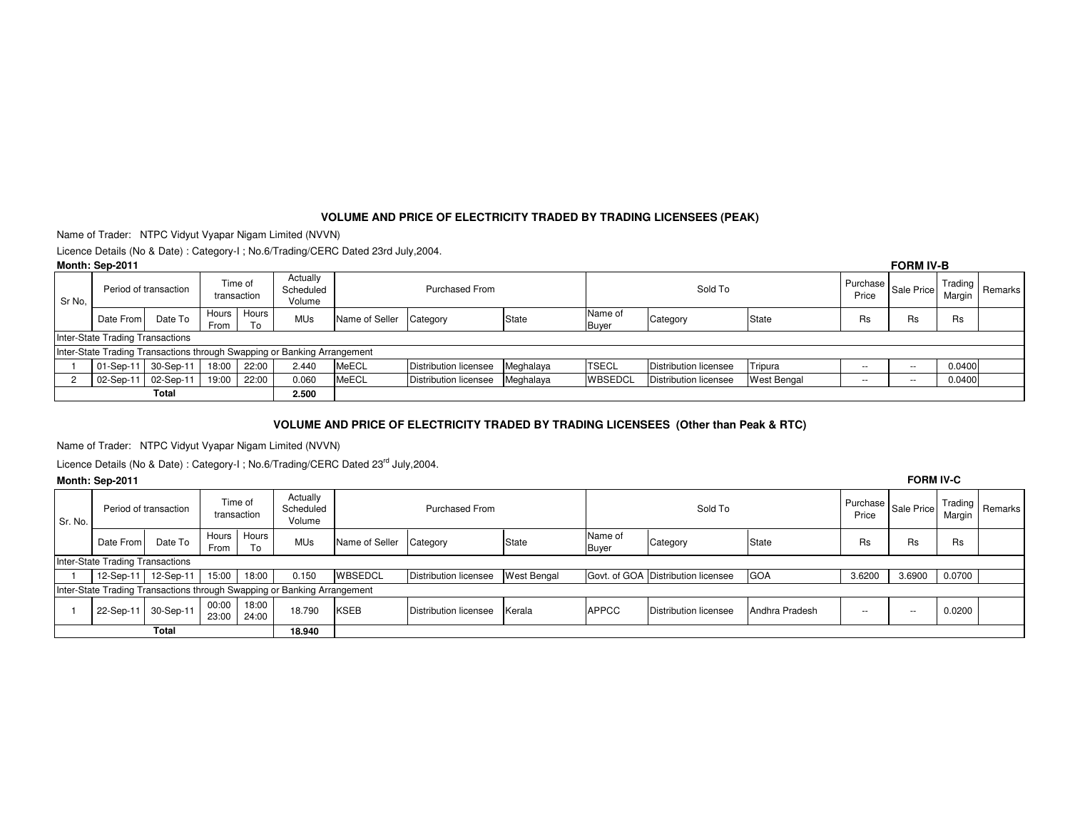### VOLUME AND PRICE OF ELECTRICITY TRADED BY TRADING LICENSEES (PEAK)

Name of Trader: NTPC Vidyut Vyapar Nigam Limited (NVVN)

Licence Details (No & Date) : Category-I ; No.6/Trading/CERC Dated 23rd July,2004.

**Month: Sep-2011**

**FORM IV-B**

| Sr No, | Period of transaction | | Time of transaction | | Actually Scheduled Volume | Purchased From | | | Sold To | | | Purchase Price | Sale Price | Trading Margin | Remarks |
|---|---|---|---|---|---|---|---|---|---|---|---|---|---|---|---|
| | Date From | Date To | Hours From | Hours To | MUs | Name of Seller | Category | State | Name of Buyer | Category | State | Rs | Rs | Rs | |
| Inter-State Trading Transactions | | | | | | | | | | | | | | | |
| Inter-State Trading Transactions through Swapping or Banking Arrangement | | | | | | | | | | | | | | | |
| 1 | 01-Sep-11 | 30-Sep-11 | 18:00 | 22:00 | 2.440 | MeECL | Distribution licensee | Meghalaya | TSECL | Distribution licensee | Tripura | -- | -- | 0.0400 | |
| 2 | 02-Sep-11 | 02-Sep-11 | 19:00 | 22:00 | 0.060 | MeECL | Distribution licensee | Meghalaya | WBSEDCL | Distribution licensee | West Bengal | -- | -- | 0.0400 | |
| | Total | | | | 2.500 | | | | | | | | | | |

### VOLUME AND PRICE OF ELECTRICITY TRADED BY TRADING LICENSEES (Other than Peak & RTC)

Name of Trader: NTPC Vidyut Vyapar Nigam Limited (NVVN)

Licence Details (No & Date) : Category-I ; No.6/Trading/CERC Dated 23rd July,2004.

**Month: Sep-2011**

**FORM IV-C**

| Sr. No. | Period of transaction | | Time of transaction | | Actually Scheduled Volume | Purchased From | | | Sold To | | | Purchase Price | Sale Price | Trading Margin | Remarks |
|---|---|---|---|---|---|---|---|---|---|---|---|---|---|---|---|
| | Date From | Date To | Hours From | Hours To | MUs | Name of Seller | Category | State | Name of Buyer | Category | State | Rs | Rs | Rs | |
| Inter-State Trading Transactions | | | | | | | | | | | | | | | |
| 1 | 12-Sep-11 | 12-Sep-11 | 15:00 | 18:00 | 0.150 | WBSEDCL | Distribution licensee | West Bengal | Govt. of GOA | Distribution licensee | GOA | 3.6200 | 3.6900 | 0.0700 | |
| Inter-State Trading Transactions through Swapping or Banking Arrangement | | | | | | | | | | | | | | | |
| 1 | 22-Sep-11 | 30-Sep-11 | 00:00 23:00 | 18:00 24:00 | 18.790 | KSEB | Distribution licensee | Kerala | APPCC | Distribution licensee | Andhra Pradesh | -- | -- | 0.0200 | |
| | Total | | | | 18.940 | | | | | | | | | | |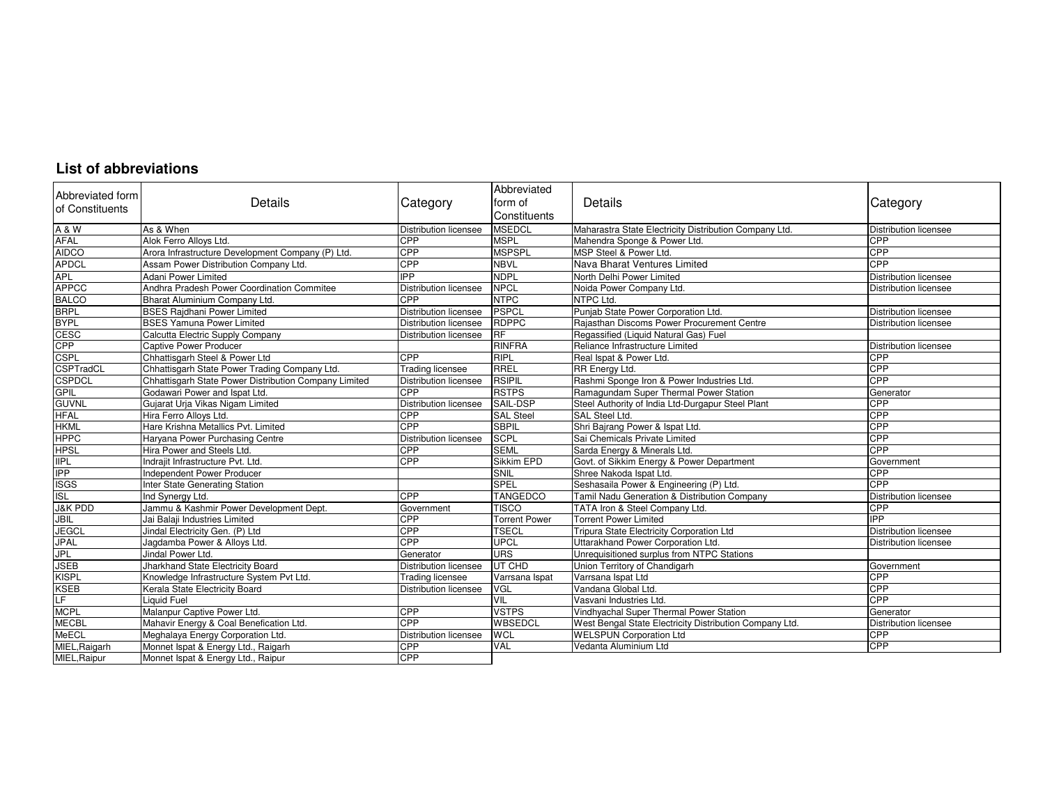## List of abbreviations

| Abbreviated form of Constituents | Details | Category | Abbreviated form of Constituents | Details | Category |
|---|---|---|---|---|---|
| A & W | As & When | Distribution licensee | MSEDCL | Maharastra State Electricity Distribution Company Ltd. | Distribution licensee |
| AFAL | Alok Ferro Alloys Ltd. | CPP | MSPL | Mahendra Sponge & Power Ltd. | CPP |
| AIDCO | Arora Infrastructure Development Company (P) Ltd. | CPP | MSPSPL | MSP Steel & Power Ltd. | CPP |
| APDCL | Assam Power Distribution Company Ltd. | CPP | NBVL | Nava Bharat Ventures Limited | CPP |
| APL | Adani Power Limited | IPP | NDPL | North Delhi Power Limited | Distribution licensee |
| APPCC | Andhra Pradesh Power Coordination Commitee | Distribution licensee | NPCL | Noida Power Company Ltd. | Distribution licensee |
| BALCO | Bharat Aluminium Company Ltd. | CPP | NTPC | NTPC Ltd. | |
| BRPL | BSES Rajdhani Power Limited | Distribution licensee | PSPCL | Punjab State Power Corporation Ltd. | Distribution licensee |
| BYPL | BSES Yamuna Power Limited | Distribution licensee | RDPPC | Rajasthan Discoms Power Procurement Centre | Distribution licensee |
| CESC | Calcutta Electric Supply Company | Distribution licensee | RF | Regassified (Liquid Natural Gas) Fuel | |
| CPP | Captive Power Producer | | RINFRA | Reliance Infrastructure Limited | Distribution licensee |
| CSPL | Chhattisgarh Steel & Power Ltd | CPP | RIPL | Real Ispat & Power Ltd. | CPP |
| CSPTradCL | Chhattisgarh State Power Trading Company Ltd. | Trading licensee | RREL | RR Energy Ltd. | CPP |
| CSPDCL | Chhattisgarh State Power Distribution Company Limited | Distribution licensee | RSIPIL | Rashmi Sponge Iron & Power Industries Ltd. | CPP |
| GPIL | Godawari Power and Ispat Ltd. | CPP | RSTPS | Ramagundam Super Thermal Power Station | Generator |
| GUVNL | Gujarat Urja Vikas Nigam Limited | Distribution licensee | SAIL-DSP | Steel Authority of India Ltd-Durgapur Steel Plant | CPP |
| HFAL | Hira Ferro Alloys Ltd. | CPP | SAL Steel | SAL Steel Ltd. | CPP |
| HKML | Hare Krishna Metallics Pvt. Limited | CPP | SBPIL | Shri Bajrang Power & Ispat Ltd. | CPP |
| HPPC | Haryana Power Purchasing Centre | Distribution licensee | SCPL | Sai Chemicals Private Limited | CPP |
| HPSL | Hira Power and Steels Ltd. | CPP | SEML | Sarda Energy & Minerals Ltd. | CPP |
| IIPL | Indrajit Infrastructure Pvt. Ltd. | CPP | Sikkim EPD | Govt. of Sikkim Energy & Power Department | Government |
| IPP | Independent Power Producer | | SNIL | Shree Nakoda Ispat Ltd. | CPP |
| ISGS | Inter State Generating Station | | SPEL | Seshasaila Power & Engineering (P) Ltd. | CPP |
| ISL | Ind Synergy Ltd. | CPP | TANGEDCO | Tamil Nadu Generation & Distribution Company | Distribution licensee |
| J&K PDD | Jammu & Kashmir Power Development Dept. | Government | TISCO | TATA Iron & Steel Company Ltd. | CPP |
| JBIL | Jai Balaji Industries Limited | CPP | Torrent Power | Torrent Power Limited | IPP |
| JEGCL | Jindal Electricity Gen. (P) Ltd | CPP | TSECL | Tripura State Electricity Corporation Ltd | Distribution licensee |
| JPAL | Jagdamba Power & Alloys Ltd. | CPP | UPCL | Uttarakhand Power Corporation Ltd. | Distribution licensee |
| JPL | Jindal Power Ltd. | Generator | URS | Unrequisitioned surplus from NTPC Stations | |
| JSEB | Jharkhand State Electricity Board | Distribution licensee | UT CHD | Union Territory of Chandigarh | Government |
| KISPL | Knowledge Infrastructure System Pvt Ltd. | Trading licensee | Varrsana Ispat | Varrsana Ispat Ltd | CPP |
| KSEB | Kerala State Electricity Board | Distribution licensee | VGL | Vandana Global Ltd. | CPP |
| LF | Liquid Fuel | | VIL | Vasvani Industries Ltd. | CPP |
| MCPL | Malanpur Captive Power Ltd. | CPP | VSTPS | Vindhyachal Super Thermal Power Station | Generator |
| MECBL | Mahavir Energy & Coal Benefication Ltd. | CPP | WBSEDCL | West Bengal State Electricity Distribution Company Ltd. | Distribution licensee |
| MeECL | Meghalaya Energy Corporation Ltd. | Distribution licensee | WCL | WELSPUN Corporation Ltd | CPP |
| MIEL,Raigarh | Monnet Ispat & Energy Ltd., Raigarh | CPP | VAL | Vedanta Aluminium Ltd | CPP |
| MIEL,Raipur | Monnet Ispat & Energy Ltd., Raipur | CPP | | | |